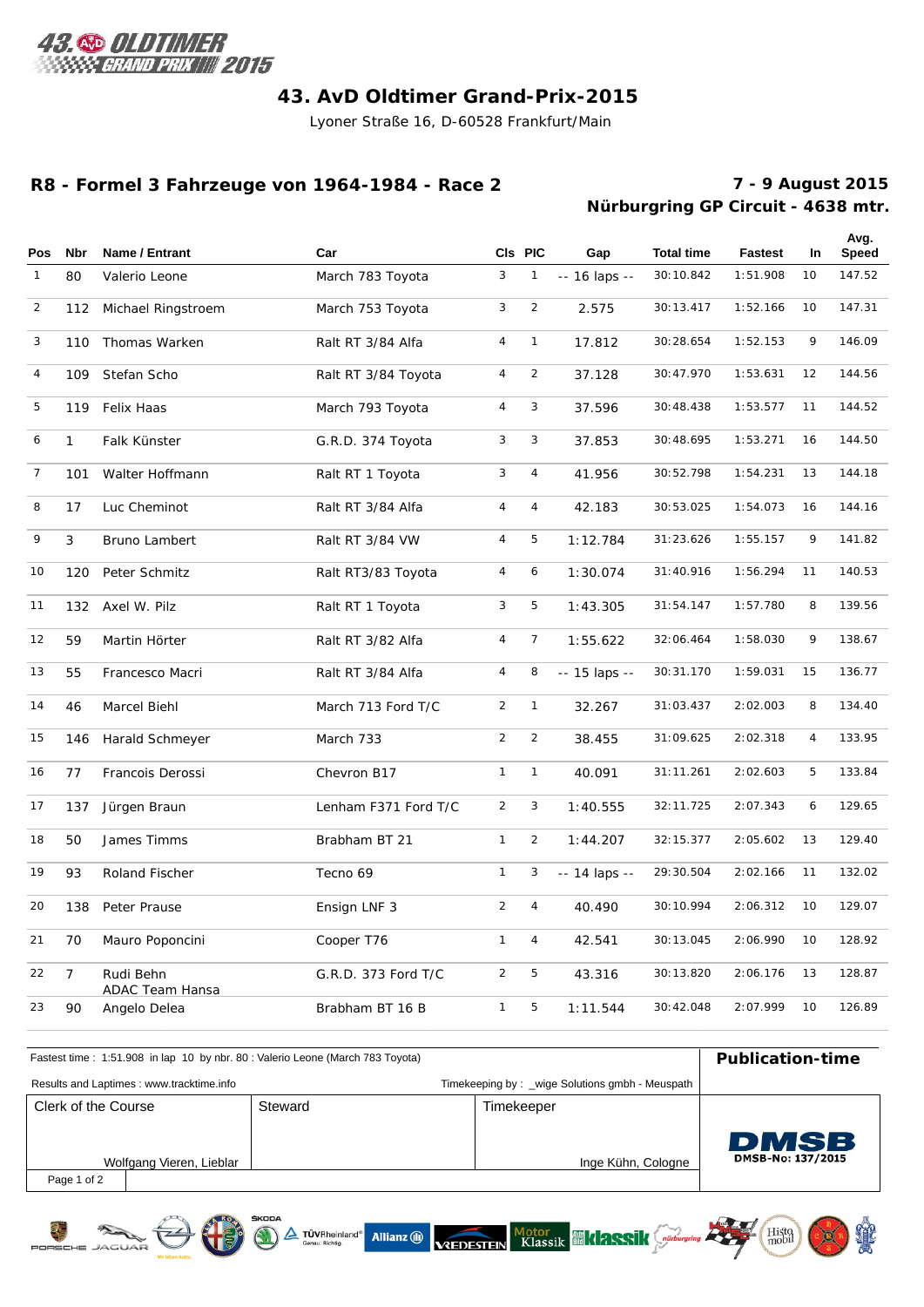# 43. AvD Oldtimer Grand-Prix-2015

Lyoner Straße 16, D-60528 Frankfurt/Main

## R8 - Formel 3 Fahrzeuge von 1964-1984 - Race 2

**7 - 9 August 2015**
**Nürburgring GP Circuit - 4638 mtr.**

| Pos | Nbr | Name / Entrant | Car | Cls | PIC | Gap | Total time | Fastest | In | Avg. Speed |
|---|---|---|---|---|---|---|---|---|---|---|
| 1 | 80 | Valerio Leone | March 783 Toyota | 3 | 1 | -- 16 laps -- | 30:10.842 | 1:51.908 | 10 | 147.52 |
| 2 | 112 | Michael Ringstroem | March 753 Toyota | 3 | 2 | 2.575 | 30:13.417 | 1:52.166 | 10 | 147.31 |
| 3 | 110 | Thomas Warken | Ralt RT 3/84 Alfa | 4 | 1 | 17.812 | 30:28.654 | 1:52.153 | 9 | 146.09 |
| 4 | 109 | Stefan Scho | Ralt RT 3/84 Toyota | 4 | 2 | 37.128 | 30:47.970 | 1:53.631 | 12 | 144.56 |
| 5 | 119 | Felix Haas | March 793 Toyota | 4 | 3 | 37.596 | 30:48.438 | 1:53.577 | 11 | 144.52 |
| 6 | 1 | Falk Künster | G.R.D. 374 Toyota | 3 | 3 | 37.853 | 30:48.695 | 1:53.271 | 16 | 144.50 |
| 7 | 101 | Walter Hoffmann | Ralt RT 1 Toyota | 3 | 4 | 41.956 | 30:52.798 | 1:54.231 | 13 | 144.18 |
| 8 | 17 | Luc Cheminot | Ralt RT 3/84 Alfa | 4 | 4 | 42.183 | 30:53.025 | 1:54.073 | 16 | 144.16 |
| 9 | 3 | Bruno Lambert | Ralt RT 3/84 VW | 4 | 5 | 1:12.784 | 31:23.626 | 1:55.157 | 9 | 141.82 |
| 10 | 120 | Peter Schmitz | Ralt RT3/83 Toyota | 4 | 6 | 1:30.074 | 31:40.916 | 1:56.294 | 11 | 140.53 |
| 11 | 132 | Axel W. Pilz | Ralt RT 1 Toyota | 3 | 5 | 1:43.305 | 31:54.147 | 1:57.780 | 8 | 139.56 |
| 12 | 59 | Martin Hörter | Ralt RT 3/82 Alfa | 4 | 7 | 1:55.622 | 32:06.464 | 1:58.030 | 9 | 138.67 |
| 13 | 55 | Francesco Macri | Ralt RT 3/84 Alfa | 4 | 8 | -- 15 laps -- | 30:31.170 | 1:59.031 | 15 | 136.77 |
| 14 | 46 | Marcel Biehl | March 713 Ford T/C | 2 | 1 | 32.267 | 31:03.437 | 2:02.003 | 8 | 134.40 |
| 15 | 146 | Harald Schmeyer | March 733 | 2 | 2 | 38.455 | 31:09.625 | 2:02.318 | 4 | 133.95 |
| 16 | 77 | Francois Derossi | Chevron B17 | 1 | 1 | 40.091 | 31:11.261 | 2:02.603 | 5 | 133.84 |
| 17 | 137 | Jürgen Braun | Lenham F371 Ford T/C | 2 | 3 | 1:40.555 | 32:11.725 | 2:07.343 | 6 | 129.65 |
| 18 | 50 | James Timms | Brabham BT 21 | 1 | 2 | 1:44.207 | 32:15.377 | 2:05.602 | 13 | 129.40 |
| 19 | 93 | Roland Fischer | Tecno 69 | 1 | 3 | -- 14 laps -- | 29:30.504 | 2:02.166 | 11 | 132.02 |
| 20 | 138 | Peter Prause | Ensign LNF 3 | 2 | 4 | 40.490 | 30:10.994 | 2:06.312 | 10 | 129.07 |
| 21 | 70 | Mauro Poponcini | Cooper T76 | 1 | 4 | 42.541 | 30:13.045 | 2:06.990 | 10 | 128.92 |
| 22 | 7 | Rudi Behn<br>ADAC Team Hansa | G.R.D. 373 Ford T/C | 2 | 5 | 43.316 | 30:13.820 | 2:06.176 | 13 | 128.87 |
| 23 | 90 | Angelo Delea | Brabham BT 16 B | 1 | 5 | 1:11.544 | 30:42.048 | 2:07.999 | 10 | 126.89 |

Fastest time : 1:51.908 in lap 10 by nbr. 80 : Valerio Leone (March 783 Toyota)

**Publication-time**

Results and Laptimes : www.tracktime.info

Timekeeping by : _wige Solutions gmbh - Meuspath

| Clerk of the Course | Steward | Timekeeper | |
|---|---|---|---|
| Wolfgang Vieren, Lieblar | | Inge Kühn, Cologne | DMSB-No: 137/2015 |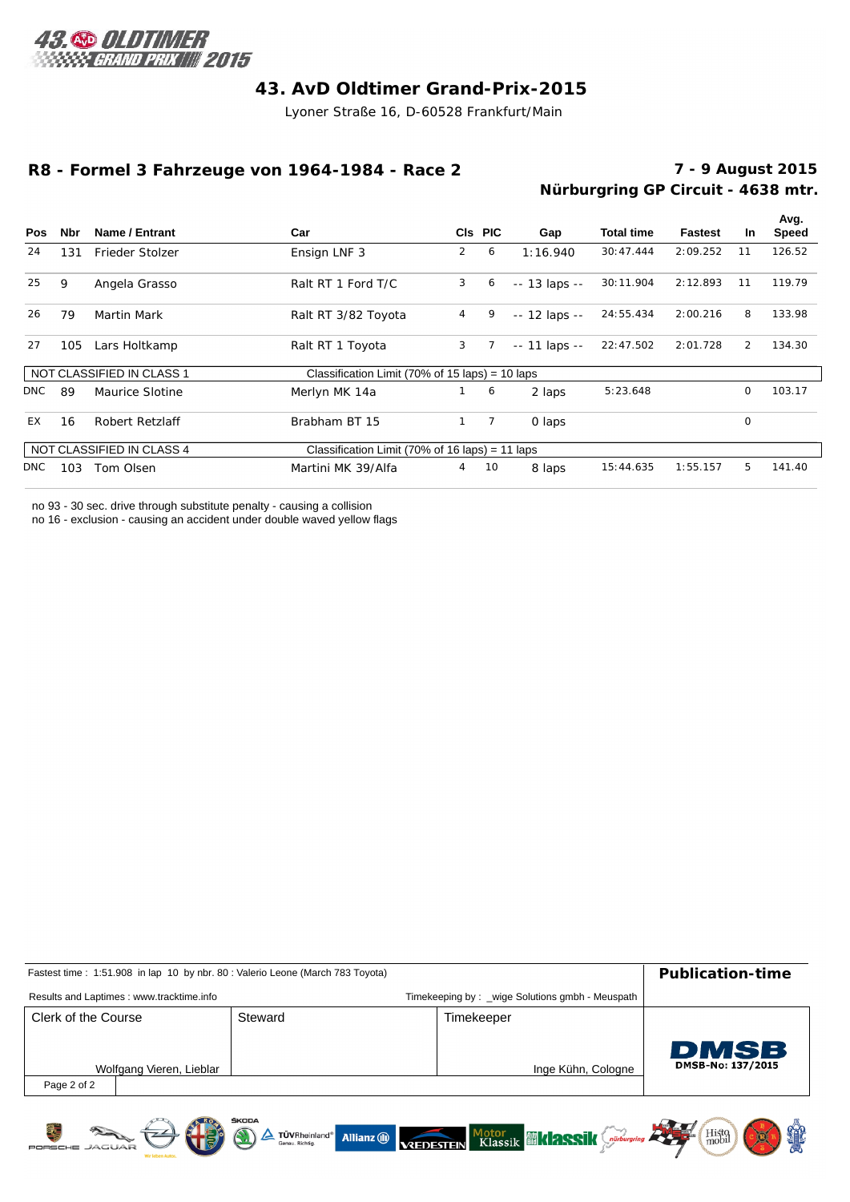# 43. AvD Oldtimer Grand-Prix-2015

Lyoner Straße 16, D-60528 Frankfurt/Main

## R8 - Formel 3 Fahrzeuge von 1964-1984 - Race 2

**7 - 9 August 2015**
**Nürburgring GP Circuit - 4638 mtr.**

| Pos | Nbr | Name / Entrant | Car | Cls | PIC | Gap | Total time | Fastest | In | Avg. Speed |
|---|---|---|---|---|---|---|---|---|---|---|
| 24 | 131 | Frieder Stolzer | Ensign LNF 3 | 2 | 6 | 1:16.940 | 30:47.444 | 2:09.252 | 11 | 126.52 |
| 25 | 9 | Angela Grasso | Ralt RT 1 Ford T/C | 3 | 6 | -- 13 laps -- | 30:11.904 | 2:12.893 | 11 | 119.79 |
| 26 | 79 | Martin Mark | Ralt RT 3/82 Toyota | 4 | 9 | -- 12 laps -- | 24:55.434 | 2:00.216 | 8 | 133.98 |
| 27 | 105 | Lars Holtkamp | Ralt RT 1 Toyota | 3 | 7 | -- 11 laps -- | 22:47.502 | 2:01.728 | 2 | 134.30 |
| NOT CLASSIFIED IN CLASS 1 | | | Classification Limit (70% of 15 laps) = 10 laps | | | | | | | |
| DNC | 89 | Maurice Slotine | Merlyn MK 14a | 1 | 6 | 2 laps | 5:23.648 | | 0 | 103.17 |
| EX | 16 | Robert Retzlaff | Brabham BT 15 | 1 | 7 | 0 laps | | | 0 | |
| NOT CLASSIFIED IN CLASS 4 | | | Classification Limit (70% of 16 laps) = 11 laps | | | | | | | |
| DNC | 103 | Tom Olsen | Martini MK 39/Alfa | 4 | 10 | 8 laps | 15:44.635 | 1:55.157 | 5 | 141.40 |

no 93 - 30 sec. drive through substitute penalty - causing a collision
no 16 - exclusion - causing an accident under double waved yellow flags

Fastest time : 1:51.908 in lap 10 by nbr. 80 : Valerio Leone (March 783 Toyota)

**Publication-time**

Results and Laptimes : www.tracktime.info

Timekeeping by : _wige Solutions gmbh - Meuspath

| Clerk of the Course | Steward | Timekeeper | |
|---|---|---|---|
| Wolfgang Vieren, Lieblar | | Inge Kühn, Cologne | DMSB DMSB-No: 137/2015 |